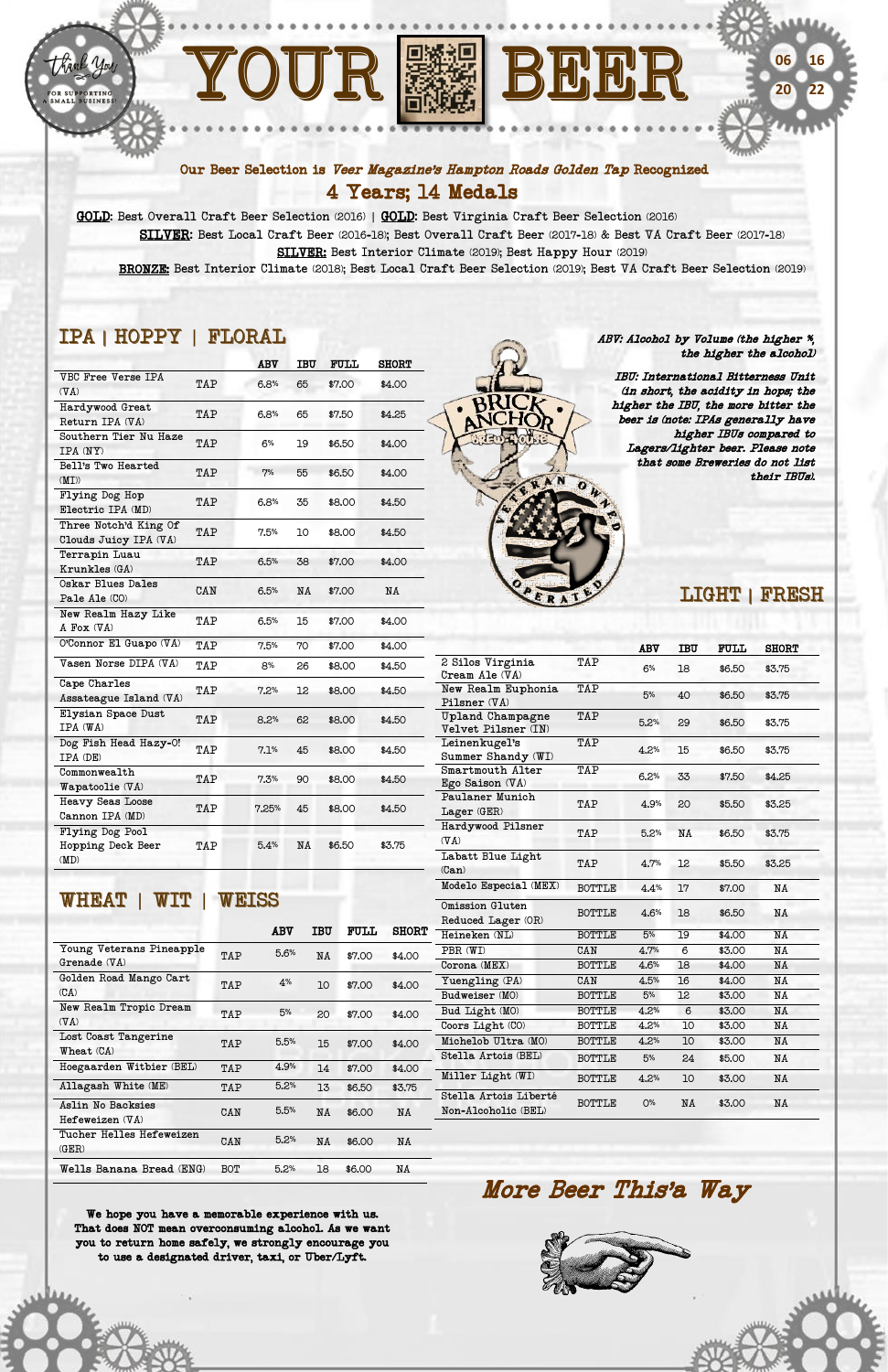# YOUR BEER

Thank You FOR SUPPORTING A SMALL BUSINESS!

06 16 20 22

Our Beer Selection is *Veer Magazine's Hampton Roads Golden Tap* Recognized

## 4 Years; 14 Medals

**GOLD**: Best Overall Craft Beer Selection (2016) | **GOLD**: Best Virginia Craft Beer Selection (2016)

**SILVER**: Best Local Craft Beer (2016-18); Best Overall Craft Beer (2017-18) & Best VA Craft Beer (2017-18)

**SILVER**: Best Interior Climate (2019); Best Happy Hour (2019)

**BRONZE**: Best Interior Climate (2018); Best Local Craft Beer Selection (2019); Best VA Craft Beer Selection (2019)

## IPA | HOPPY | FLORAL

| | | ABV | IBU | FULL | SHORT |
|---|---|---|---|---|---|
| VBC Free Verse IPA (VA) | TAP | 6.8% | 65 | $7.00 | $4.00 |
| Hardywood Great Return IPA (VA) | TAP | 6.8% | 65 | $7.50 | $4.25 |
| Southern Tier Nu Haze IPA (NY) | TAP | 6% | 19 | $6.50 | $4.00 |
| Bell's Two Hearted (MI) | TAP | 7% | 55 | $6.50 | $4.00 |
| Flying Dog Hop Electric IPA (MD) | TAP | 6.8% | 35 | $8.00 | $4.50 |
| Three Notch'd King Of Clouds Juicy IPA (VA) | TAP | 7.5% | 10 | $8.00 | $4.50 |
| Terrapin Luau Krunkles (GA) | TAP | 6.5% | 38 | $7.00 | $4.00 |
| Oskar Blues Dales Pale Ale (CO) | CAN | 6.5% | NA | $7.00 | NA |
| New Realm Hazy Like A Fox (VA) | TAP | 6.5% | 15 | $7.00 | $4.00 |
| O'Connor El Guapo (VA) | TAP | 7.5% | 70 | $7.00 | $4.00 |
| Vasen Norse DIPA (VA) | TAP | 8% | 26 | $8.00 | $4.50 |
| Cape Charles Assateague Island (VA) | TAP | 7.2% | 12 | $8.00 | $4.50 |
| Elysian Space Dust IPA (WA) | TAP | 8.2% | 62 | $8.00 | $4.50 |
| Dog Fish Head Hazy-O! IPA (DE) | TAP | 7.1% | 45 | $8.00 | $4.50 |
| Commonwealth Wapatoolie (VA) | TAP | 7.3% | 90 | $8.00 | $4.50 |
| Heavy Seas Loose Cannon IPA (MD) | TAP | 7.25% | 45 | $8.00 | $4.50 |
| Flying Dog Pool Hopping Deck Beer (MD) | TAP | 5.4% | NA | $6.50 | $3.75 |

## WHEAT | WIT | WEISS

| | | ABV | IBU | FULL | SHORT |
|---|---|---|---|---|---|
| Young Veterans Pineapple Grenade (VA) | TAP | 5.6% | NA | $7.00 | $4.00 |
| Golden Road Mango Cart (CA) | TAP | 4% | 10 | $7.00 | $4.00 |
| New Realm Tropic Dream (VA) | TAP | 5% | 20 | $7.00 | $4.00 |
| Lost Coast Tangerine Wheat (CA) | TAP | 5.5% | 15 | $7.00 | $4.00 |
| Hoegaarden Witbier (BEL) | TAP | 4.9% | 14 | $7.00 | $4.00 |
| Allagash White (ME) | TAP | 5.2% | 13 | $6.50 | $3.75 |
| Aslin No Backsies Hefeweizen (VA) | CAN | 5.5% | NA | $6.00 | NA |
| Tucher Helles Hefeweizen (GER) | CAN | 5.2% | NA | $6.00 | NA |
| Wells Banana Bread (ENG) | BOT | 5.2% | 18 | $6.00 | NA |

**We hope you have a memorable experience with us. That does NOT mean overconsuming alcohol. As we want you to return home safely, we strongly encourage you to use a designated driver, taxi, or Uber/Lyft.**

*ABV: Alcohol by Volume (the higher %, the higher the alcohol)*

*IBU: International Bitterness Unit (in short, the acidity in hops; the higher the IBU, the more bitter the beer is (note: IPAs generally have higher IBUs compared to Lagers/lighter beer. Please note that some Breweries do not list their IBUs).*

BRICK ANCHOR BREW-HOUSE — VETERAN OWNED & OPERATED

## LIGHT | FRESH

| | | ABV | IBU | FULL | SHORT |
|---|---|---|---|---|---|
| 2 Silos Virginia Cream Ale (VA) | TAP | 6% | 18 | $6.50 | $3.75 |
| New Realm Euphonia Pilsner (VA) | TAP | 5% | 40 | $6.50 | $3.75 |
| Upland Champagne Velvet Pilsner (IN) | TAP | 5.2% | 29 | $6.50 | $3.75 |
| Leinenkugel's Summer Shandy (WI) | TAP | 4.2% | 15 | $6.50 | $3.75 |
| Smartmouth Alter Ego Saison (VA) | TAP | 6.2% | 33 | $7.50 | $4.25 |
| Paulaner Munich Lager (GER) | TAP | 4.9% | 20 | $5.50 | $3.25 |
| Hardywood Pilsner (VA) | TAP | 5.2% | NA | $6.50 | $3.75 |
| Labatt Blue Light (Can) | TAP | 4.7% | 12 | $5.50 | $3.25 |
| Modelo Especial (MEX) | BOTTLE | 4.4% | 17 | $7.00 | NA |
| Omission Gluten Reduced Lager (OR) | BOTTLE | 4.6% | 18 | $6.50 | NA |
| Heineken (NL) | BOTTLE | 5% | 19 | $4.00 | NA |
| PBR (WI) | CAN | 4.7% | 6 | $3.00 | NA |
| Corona (MEX) | BOTTLE | 4.6% | 18 | $4.00 | NA |
| Yuengling (PA) | CAN | 4.5% | 16 | $4.00 | NA |
| Budweiser (MO) | BOTTLE | 5% | 12 | $3.00 | NA |
| Bud Light (MO) | BOTTLE | 4.2% | 6 | $3.00 | NA |
| Coors Light (CO) | BOTTLE | 4.2% | 10 | $3.00 | NA |
| Michelob Ultra (MO) | BOTTLE | 4.2% | 10 | $3.00 | NA |
| Stella Artois (BEL) | BOTTLE | 5% | 24 | $5.00 | NA |
| Miller Light (WI) | BOTTLE | 4.2% | 10 | $3.00 | NA |
| Stella Artois Liberté Non-Alcoholic (BEL) | BOTTLE | 0% | NA | $3.00 | NA |

## *More Beer This'a Way*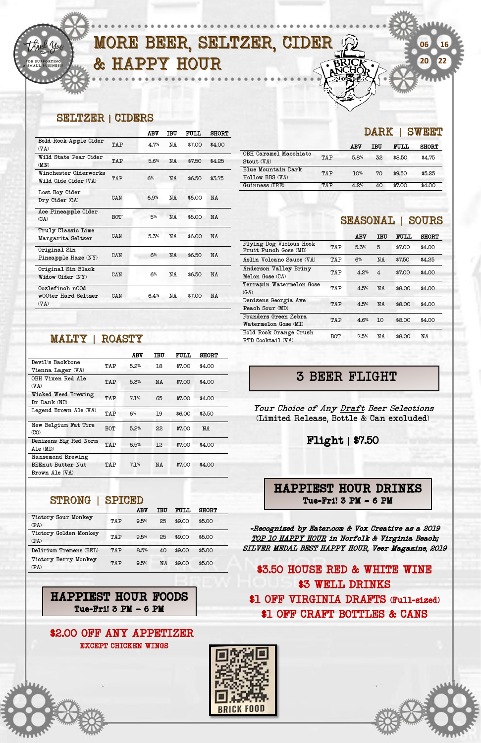# MORE BEER, SELTZER, CIDER & HAPPY HOUR

Thank You FOR SUPPORTING A SMALL BUSINESS!

BRICK ANCHOR BREW HOUSE

06 16 20 22

## SELTZER | CIDERS

| | | ABV | IBU | FULL | SHORT |
|---|---|---|---|---|---|
| Bold Rock Apple Cider (VA) | TAP | 4.7% | NA | $7.00 | $4.00 |
| Wild State Pear Cider (MN) | TAP | 5.6% | NA | $7.50 | $4.25 |
| Winchester Ciderworks Wild Cide Cider (VA) | TAP | 6% | NA | $6.50 | $3.75 |
| Lost Boy Cider Dry Cider (CA) | CAN | 6.9% | NA | $6.00 | NA |
| Ace Pineapple Cider (CA) | BOT | 5% | NA | $5.00 | NA |
| Truly Classic Lime Margarita Seltzer | CAN | 5.3% | NA | $6.00 | NA |
| Original Sin Pineapple Haze (NY) | CAN | 6% | NA | $6.50 | NA |
| Original Sin Black Widow Cider (NY) | CAN | 6% | NA | $6.50 | NA |
| Oozlefinch nOOd wOOter Hard Seltzer (VA) | CAN | 6.4% | NA | $7.00 | NA |

## MALTY | ROASTY

| | | ABV | IBU | FULL | SHORT |
|---|---|---|---|---|---|
| Devil's Backbone Vienna Lager (VA) | TAP | 5.2% | 18 | $7.00 | $4.00 |
| OBH Vixen Red Ale (VA) | TAP | 5.3% | NA | $7.00 | $4.00 |
| Wicked Weed Brewing Dr Dank (NC) | TAP | 7.1% | 65 | $7.00 | $4.00 |
| Legend Brown Ale (VA) | TAP | 6% | 19 | $6.00 | $3.50 |
| New Belgium Fat Tire (CO) | BOT | 5.2% | 22 | $7.00 | NA |
| Denizens Big Red Norm Ale (MD) | TAP | 6.5% | 12 | $7.00 | $4.00 |
| Nansemond Brewing BEEnut Butter Nut Brown Ale (VA) | TAP | 7.1% | NA | $7.00 | $4.00 |

## STRONG | SPICED

| | | ABV | IBU | FULL | SHORT |
|---|---|---|---|---|---|
| Victory Sour Monkey (PA) | TAP | 9.5% | 25 | $9.00 | $5.00 |
| Victory Golden Monkey (PA) | TAP | 9.5% | 25 | $9.00 | $5.00 |
| Delirium Tremens (BEL) | TAP | 8.5% | 40 | $9.00 | $5.00 |
| Victory Berry Monkey (PA) | TAP | 9.5% | NA | $9.00 | $5.00 |

## HAPPIEST HOUR FOODS
**Tue-Fri! 3 PM - 6 PM**

**$2.00 OFF ANY APPETIZER**
EXCEPT CHICKEN WINGS

## DARK | SWEET

| | | ABV | IBU | FULL | SHORT |
|---|---|---|---|---|---|
| OBH Caramel Macchiato Stout (VA) | TAP | 5.8% | 32 | $8.50 | $4.75 |
| Blue Mountain Dark Hollow BBS (VA) | TAP | 10% | 70 | $9.50 | $5.25 |
| Guinness (IRE) | TAP | 4.2% | 40 | $7.00 | $4.00 |

## SEASONAL | SOURS

| | | ABV | IBU | FULL | SHORT |
|---|---|---|---|---|---|
| Flying Dog Vicious Hook Fruit Punch Gose (MD) | TAP | 5.3% | 5 | $7.00 | $4.00 |
| Aslin Volcano Sauce (VA) | TAP | 6% | NA | $7.50 | $4.25 |
| Anderson Valley Briny Melon Gose (CA) | TAP | 4.2% | 4 | $7.00 | $4.00 |
| Terrapin Watermelon Gose (GA) | TAP | 4.5% | NA | $8.00 | $4.00 |
| Denizens Georgia Ave Peach Sour (MD) | TAP | 4.5% | NA | $8.00 | $4.00 |
| Founders Green Zebra Watermelon Gose (MI) | TAP | 4.6% | 10 | $8.00 | $4.00 |
| Bold Rock Orange Crush RTD Cocktail (VA) | BOT | 7.5% | NA | $8.00 | NA |

## 3 BEER FLIGHT

*Your Choice of Any Draft Beer Selections*
(Limited Release, Bottle & Can excluded)

**Flight | $7.50**

## HAPPIEST HOUR DRINKS
**Tue-Fri! 3 PM - 6 PM**

*-Recognized by Eater.com & Vox Creative as a 2019 TOP 10 HAPPY HOUR in Norfolk & Virginia Beach; SILVER MEDAL BEST HAPPY HOUR, Veer Magazine, 2019*

**$3.50 HOUSE RED & WHITE WINE**
**$3 WELL DRINKS**
**$1 OFF VIRGINIA DRAFTS (Full-sized)**
**$1 OFF CRAFT BOTTLES & CANS**

BRICK FOOD